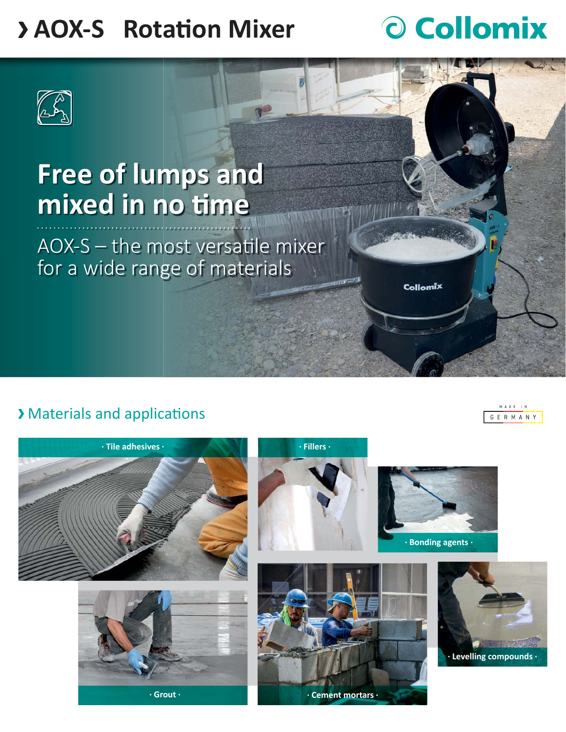# › AOX-S Rotation Mixer

Collomix

## Free of lumps and mixed in no time

AOX-S – the most versatile mixer for a wide range of materials

## › Materials and applications

MADE IN GERMANY

- Tile adhesives
- Fillers
- Bonding agents
- Grout
- Cement mortars
- Levelling compounds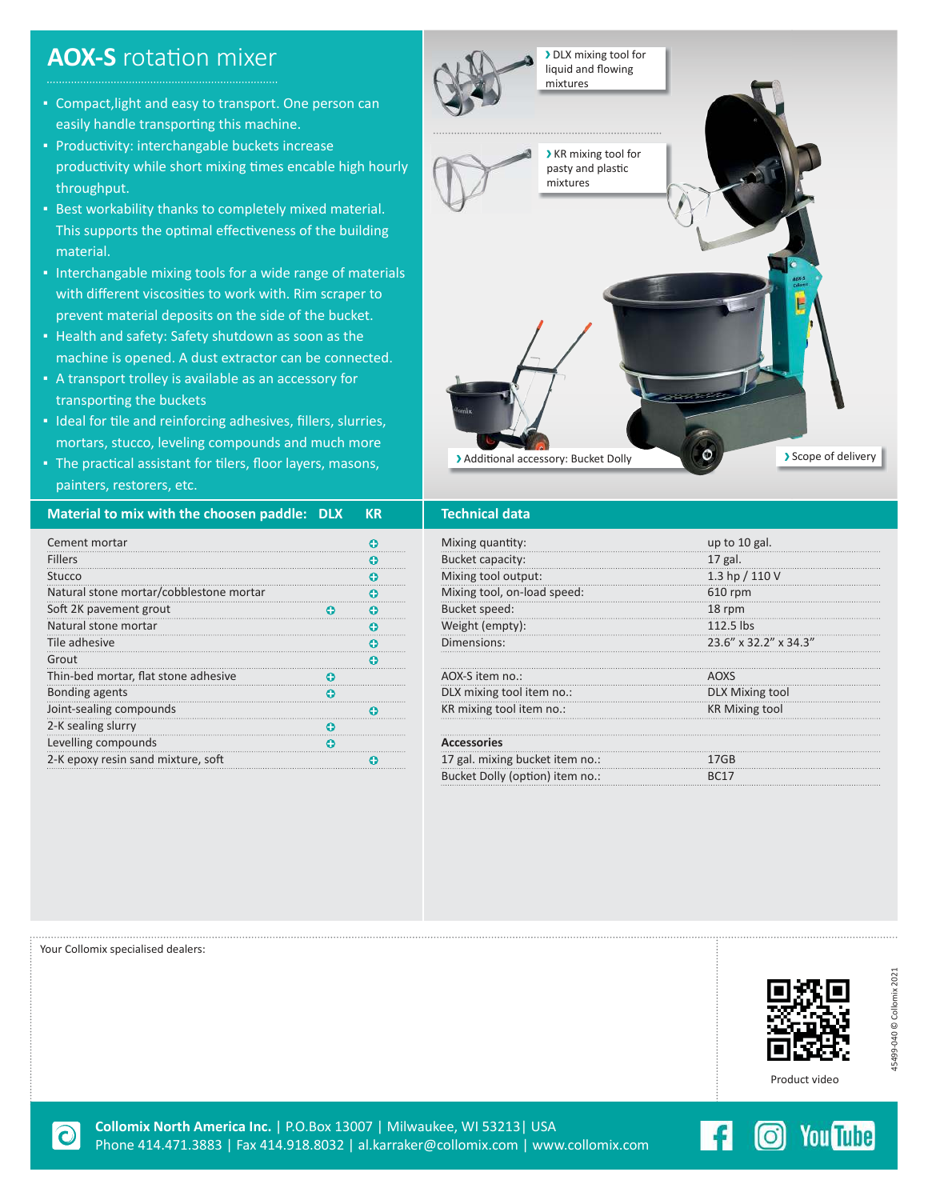# AOX-S rotation mixer

- Compact,light and easy to transport. One person can easily handle transporting this machine.
- Productivity: interchangable buckets increase productivity while short mixing times encable high hourly throughput.
- Best workability thanks to completely mixed material. This supports the optimal effectiveness of the building material.
- Interchangable mixing tools for a wide range of materials with different viscosities to work with. Rim scraper to prevent material deposits on the side of the bucket.
- Health and safety: Safety shutdown as soon as the machine is opened. A dust extractor can be connected.
- A transport trolley is available as an accessory for transporting the buckets
- Ideal for tile and reinforcing adhesives, fillers, slurries, mortars, stucco, leveling compounds and much more
- The practical assistant for tilers, floor layers, masons, painters, restorers, etc.

› DLX mixing tool for liquid and flowing mixtures

› KR mixing tool for pasty and plastic mixtures

› Additional accessory: Bucket Dolly

› Scope of delivery

## Material to mix with the choosen paddle

| Material | DLX | KR |
|---|---|---|
| Cement mortar | | + |
| Fillers | | + |
| Stucco | | + |
| Natural stone mortar/cobblestone mortar | | + |
| Soft 2K pavement grout | + | + |
| Natural stone mortar | | + |
| Tile adhesive | | + |
| Grout | | + |
| Thin-bed mortar, flat stone adhesive | + | |
| Bonding agents | + | |
| Joint-sealing compounds | | + |
| 2-K sealing slurry | + | |
| Levelling compounds | + | |
| 2-K epoxy resin sand mixture, soft | | + |

## Technical data

| | |
|---|---|
| Mixing quantity: | up to 10 gal. |
| Bucket capacity: | 17 gal. |
| Mixing tool output: | 1.3 hp / 110 V |
| Mixing tool, on-load speed: | 610 rpm |
| Bucket speed: | 18 rpm |
| Weight (empty): | 112.5 lbs |
| Dimensions: | 23.6" x 32.2" x 34.3" |
| | |
| AOX-S item no.: | AOXS |
| DLX mixing tool item no.: | DLX Mixing tool |
| KR mixing tool item no.: | KR Mixing tool |
| | |
| **Accessories** | |
| 17 gal. mixing bucket item no.: | 17GB |
| Bucket Dolly (option) item no.: | BC17 |

Your Collomix specialised dealers:

Product video

45499-040 © Collomix 2021

**Collomix North America Inc.** | P.O.Box 13007 | Milwaukee, WI 53213| USA
Phone 414.471.3883 | Fax 414.918.8032 | al.karraker@collomix.com | www.collomix.com